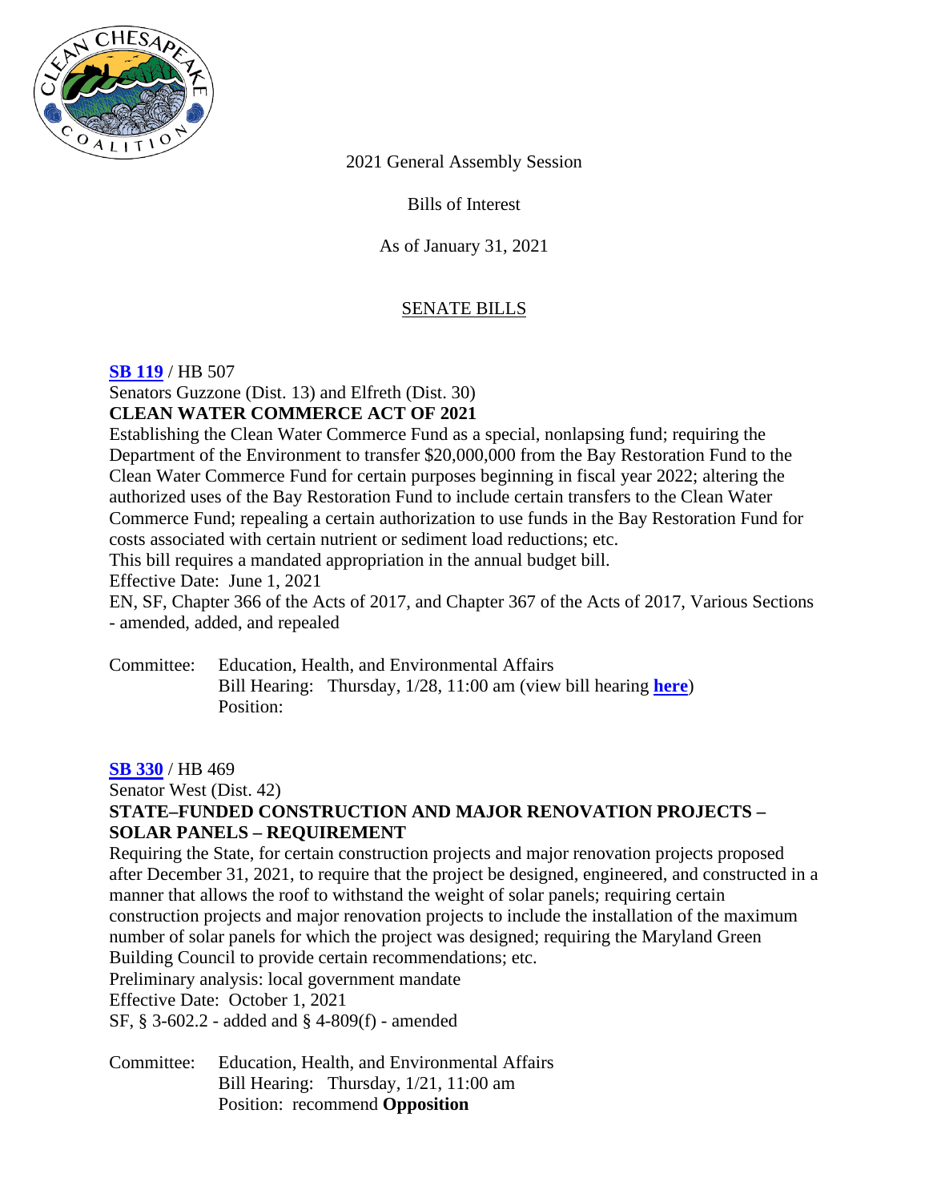2021 General Assembly Session

Bills of Interest

As of January 31, 2021

## SENATE BILLS

**SB 119** / HB 507
Senators Guzzone (Dist. 13) and Elfreth (Dist. 30)
**CLEAN WATER COMMERCE ACT OF 2021**
Establishing the Clean Water Commerce Fund as a special, nonlapsing fund; requiring the Department of the Environment to transfer $20,000,000 from the Bay Restoration Fund to the Clean Water Commerce Fund for certain purposes beginning in fiscal year 2022; altering the authorized uses of the Bay Restoration Fund to include certain transfers to the Clean Water Commerce Fund; repealing a certain authorization to use funds in the Bay Restoration Fund for costs associated with certain nutrient or sediment load reductions; etc.
This bill requires a mandated appropriation in the annual budget bill.
Effective Date: June 1, 2021
EN, SF, Chapter 366 of the Acts of 2017, and Chapter 367 of the Acts of 2017, Various Sections - amended, added, and repealed

Committee: Education, Health, and Environmental Affairs
Bill Hearing: Thursday, 1/28, 11:00 am (view bill hearing **here**)
Position:

**SB 330** / HB 469
Senator West (Dist. 42)
**STATE–FUNDED CONSTRUCTION AND MAJOR RENOVATION PROJECTS – SOLAR PANELS – REQUIREMENT**
Requiring the State, for certain construction projects and major renovation projects proposed after December 31, 2021, to require that the project be designed, engineered, and constructed in a manner that allows the roof to withstand the weight of solar panels; requiring certain construction projects and major renovation projects to include the installation of the maximum number of solar panels for which the project was designed; requiring the Maryland Green Building Council to provide certain recommendations; etc.
Preliminary analysis: local government mandate
Effective Date: October 1, 2021
SF, § 3-602.2 - added and § 4-809(f) - amended

Committee: Education, Health, and Environmental Affairs
Bill Hearing: Thursday, 1/21, 11:00 am
Position: recommend **Opposition**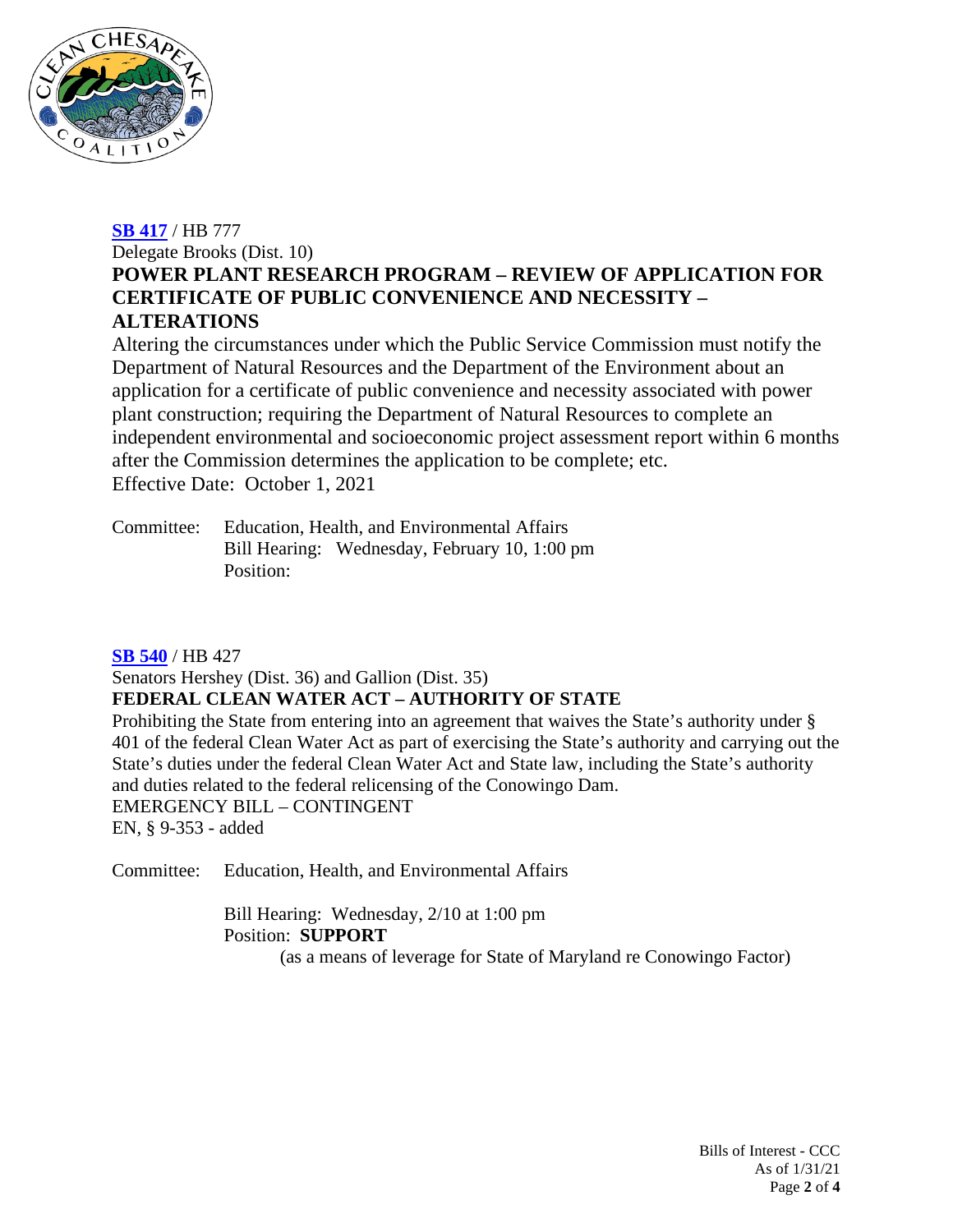**SB 417** / HB 777

Delegate Brooks (Dist. 10)

**POWER PLANT RESEARCH PROGRAM – REVIEW OF APPLICATION FOR CERTIFICATE OF PUBLIC CONVENIENCE AND NECESSITY – ALTERATIONS**

Altering the circumstances under which the Public Service Commission must notify the Department of Natural Resources and the Department of the Environment about an application for a certificate of public convenience and necessity associated with power plant construction; requiring the Department of Natural Resources to complete an independent environmental and socioeconomic project assessment report within 6 months after the Commission determines the application to be complete; etc.

Effective Date: October 1, 2021

Committee: Education, Health, and Environmental Affairs
Bill Hearing: Wednesday, February 10, 1:00 pm
Position:

**SB 540** / HB 427

Senators Hershey (Dist. 36) and Gallion (Dist. 35)

**FEDERAL CLEAN WATER ACT – AUTHORITY OF STATE**

Prohibiting the State from entering into an agreement that waives the State's authority under § 401 of the federal Clean Water Act as part of exercising the State's authority and carrying out the State's duties under the federal Clean Water Act and State law, including the State's authority and duties related to the federal relicensing of the Conowingo Dam.

EMERGENCY BILL – CONTINGENT

EN, § 9-353 - added

Committee: Education, Health, and Environmental Affairs

Bill Hearing: Wednesday, 2/10 at 1:00 pm
Position: **SUPPORT**
(as a means of leverage for State of Maryland re Conowingo Factor)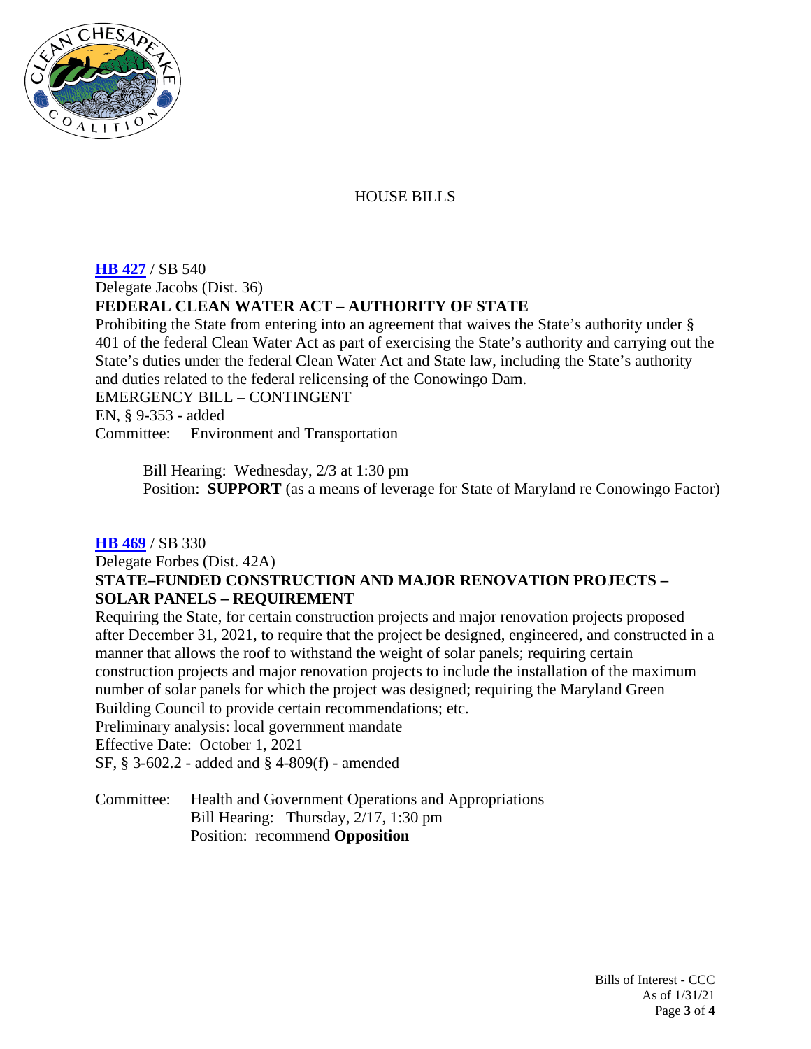## HOUSE BILLS

**HB 427** / SB 540
Delegate Jacobs (Dist. 36)
**FEDERAL CLEAN WATER ACT – AUTHORITY OF STATE**
Prohibiting the State from entering into an agreement that waives the State's authority under § 401 of the federal Clean Water Act as part of exercising the State's authority and carrying out the State's duties under the federal Clean Water Act and State law, including the State's authority and duties related to the federal relicensing of the Conowingo Dam.
EMERGENCY BILL – CONTINGENT
EN, § 9-353 - added
Committee: Environment and Transportation

Bill Hearing: Wednesday, 2/3 at 1:30 pm
Position: **SUPPORT** (as a means of leverage for State of Maryland re Conowingo Factor)

**HB 469** / SB 330
Delegate Forbes (Dist. 42A)
**STATE–FUNDED CONSTRUCTION AND MAJOR RENOVATION PROJECTS – SOLAR PANELS – REQUIREMENT**
Requiring the State, for certain construction projects and major renovation projects proposed after December 31, 2021, to require that the project be designed, engineered, and constructed in a manner that allows the roof to withstand the weight of solar panels; requiring certain construction projects and major renovation projects to include the installation of the maximum number of solar panels for which the project was designed; requiring the Maryland Green Building Council to provide certain recommendations; etc.
Preliminary analysis: local government mandate
Effective Date: October 1, 2021
SF, § 3-602.2 - added and § 4-809(f) - amended

Committee: Health and Government Operations and Appropriations
Bill Hearing: Thursday, 2/17, 1:30 pm
Position: recommend **Opposition**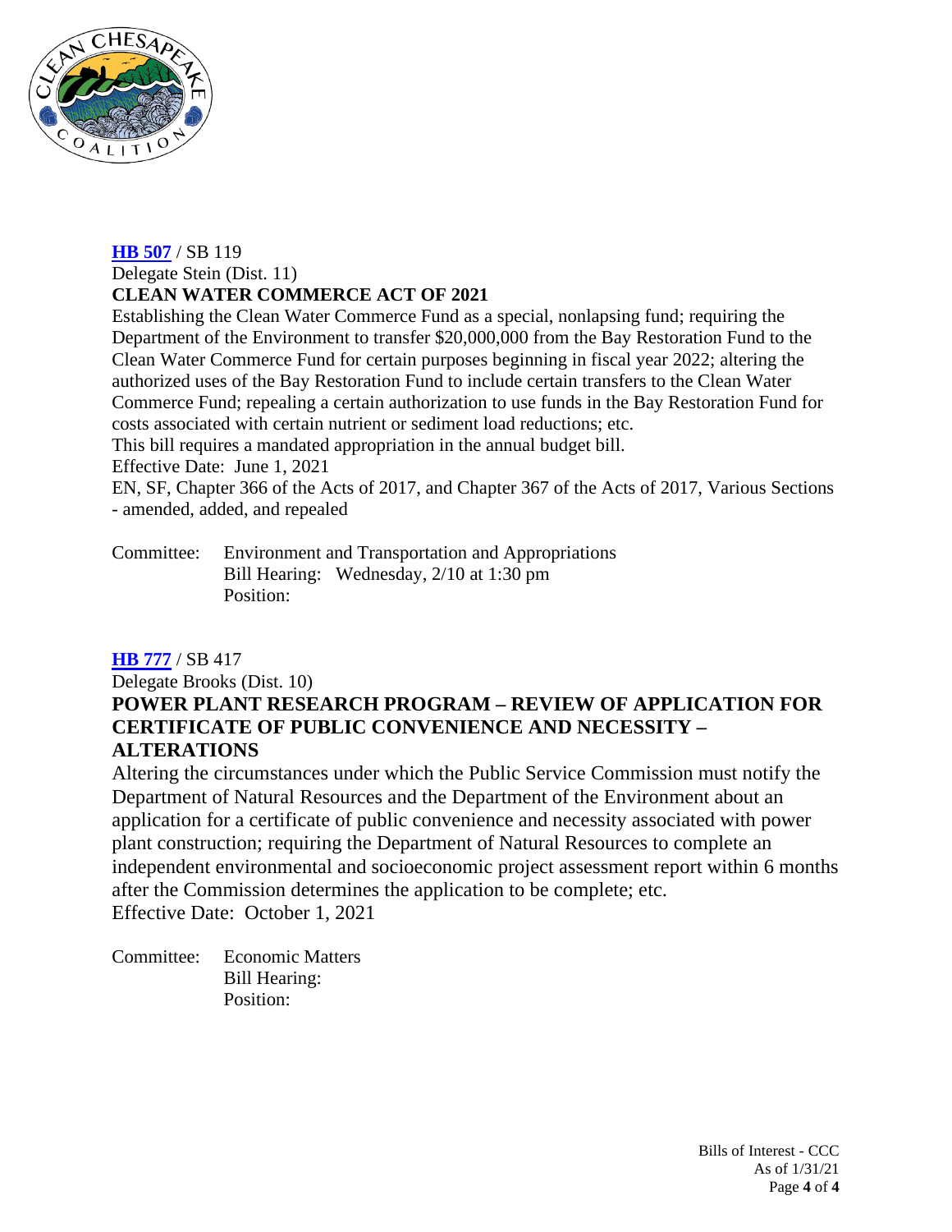**HB 507** / SB 119

Delegate Stein (Dist. 11)

**CLEAN WATER COMMERCE ACT OF 2021**

Establishing the Clean Water Commerce Fund as a special, nonlapsing fund; requiring the Department of the Environment to transfer $20,000,000 from the Bay Restoration Fund to the Clean Water Commerce Fund for certain purposes beginning in fiscal year 2022; altering the authorized uses of the Bay Restoration Fund to include certain transfers to the Clean Water Commerce Fund; repealing a certain authorization to use funds in the Bay Restoration Fund for costs associated with certain nutrient or sediment load reductions; etc.

This bill requires a mandated appropriation in the annual budget bill.

Effective Date: June 1, 2021

EN, SF, Chapter 366 of the Acts of 2017, and Chapter 367 of the Acts of 2017, Various Sections - amended, added, and repealed

Committee: Environment and Transportation and Appropriations
Bill Hearing: Wednesday, 2/10 at 1:30 pm
Position:

**HB 777** / SB 417

Delegate Brooks (Dist. 10)

**POWER PLANT RESEARCH PROGRAM – REVIEW OF APPLICATION FOR CERTIFICATE OF PUBLIC CONVENIENCE AND NECESSITY – ALTERATIONS**

Altering the circumstances under which the Public Service Commission must notify the Department of Natural Resources and the Department of the Environment about an application for a certificate of public convenience and necessity associated with power plant construction; requiring the Department of Natural Resources to complete an independent environmental and socioeconomic project assessment report within 6 months after the Commission determines the application to be complete; etc.

Effective Date: October 1, 2021

Committee: Economic Matters
Bill Hearing:
Position: